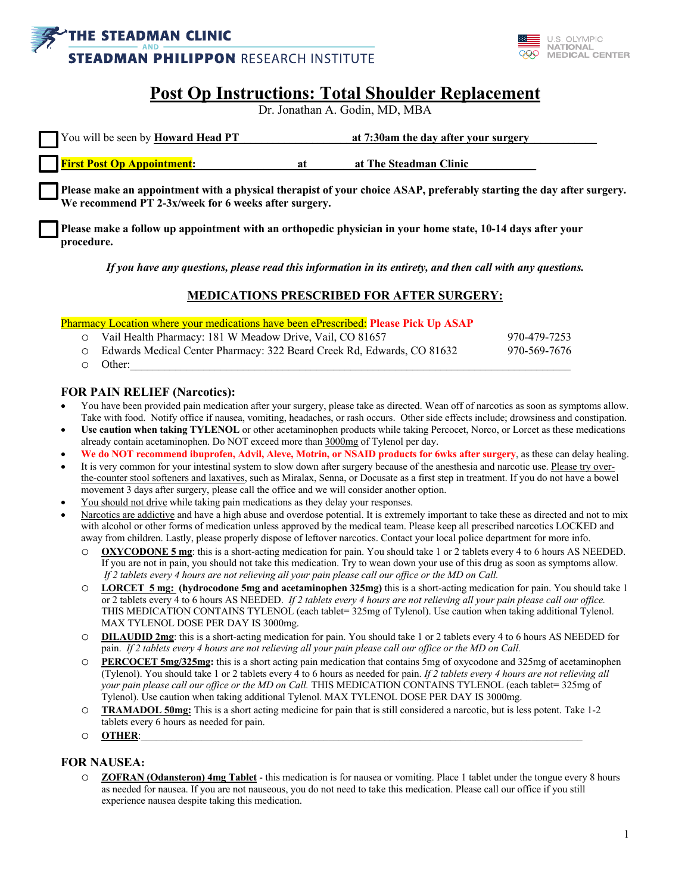THE STEADMAN CLINIC AND STEADMAN PHILIPPON RESEARCH INSTITUTE

U.S. OLYMPIC NATIONAL MEDICAL CENTER

# Post Op Instructions: Total Shoulder Replacement

Dr. Jonathan A. Godin, MD, MBA

☐ You will be seen by **Howard Head PT** **at 7:30am the day after your surgery**

☐ **First Post Op Appointment:** **at** **at The Steadman Clinic**

☐ **Please make an appointment with a physical therapist of your choice ASAP, preferably starting the day after surgery. We recommend PT 2-3x/week for 6 weeks after surgery.**

☐ **Please make a follow up appointment with an orthopedic physician in your home state, 10-14 days after your procedure.**

***If you have any questions, please read this information in its entirety, and then call with any questions.***

## MEDICATIONS PRESCRIBED FOR AFTER SURGERY:

Pharmacy Location where your medications have been ePrescribed: **Please Pick Up ASAP**

- Vail Health Pharmacy: 181 W Meadow Drive, Vail, CO 81657 — 970-479-7253
- Edwards Medical Center Pharmacy: 322 Beard Creek Rd, Edwards, CO 81632 — 970-569-7676
- Other:\_\_\_\_\_\_\_\_\_\_\_\_\_\_\_\_\_\_\_\_\_\_\_\_\_\_\_\_\_\_\_\_\_\_\_\_\_\_\_\_\_\_

### FOR PAIN RELIEF (Narcotics):

- You have been provided pain medication after your surgery, please take as directed. Wean off of narcotics as soon as symptoms allow. Take with food. Notify office if nausea, vomiting, headaches, or rash occurs. Other side effects include; drowsiness and constipation.
- **Use caution when taking TYLENOL** or other acetaminophen products while taking Percocet, Norco, or Lorcet as these medications already contain acetaminophen. Do NOT exceed more than 3000mg of Tylenol per day.
- **We do NOT recommend ibuprofen, Advil, Aleve, Motrin, or NSAID products for 6wks after surgery**, as these can delay healing.
- It is very common for your intestinal system to slow down after surgery because of the anesthesia and narcotic use. Please try over-the-counter stool softeners and laxatives, such as Miralax, Senna, or Docusate as a first step in treatment. If you do not have a bowel movement 3 days after surgery, please call the office and we will consider another option.
- You should not drive while taking pain medications as they delay your responses.
- Narcotics are addictive and have a high abuse and overdose potential. It is extremely important to take these as directed and not to mix with alcohol or other forms of medication unless approved by the medical team. Please keep all prescribed narcotics LOCKED and away from children. Lastly, please properly dispose of leftover narcotics. Contact your local police department for more info.
  - **OXYCODONE 5 mg**: this is a short-acting medication for pain. You should take 1 or 2 tablets every 4 to 6 hours AS NEEDED. If you are not in pain, you should not take this medication. Try to wean down your use of this drug as soon as symptoms allow. *If 2 tablets every 4 hours are not relieving all your pain please call our office or the MD on Call.*
  - **LORCET 5 mg: (hydrocodone 5mg and acetaminophen 325mg)** this is a short-acting medication for pain. You should take 1 or 2 tablets every 4 to 6 hours AS NEEDED. *If 2 tablets every 4 hours are not relieving all your pain please call our office.* THIS MEDICATION CONTAINS TYLENOL (each tablet= 325mg of Tylenol). Use caution when taking additional Tylenol. MAX TYLENOL DOSE PER DAY IS 3000mg.
  - **DILAUDID 2mg**: this is a short-acting medication for pain. You should take 1 or 2 tablets every 4 to 6 hours AS NEEDED for pain. *If 2 tablets every 4 hours are not relieving all your pain please call our office or the MD on Call.*
  - **PERCOCET 5mg/325mg:** this is a short acting pain medication that contains 5mg of oxycodone and 325mg of acetaminophen (Tylenol). You should take 1 or 2 tablets every 4 to 6 hours as needed for pain. *If 2 tablets every 4 hours are not relieving all your pain please call our office or the MD on Call.* THIS MEDICATION CONTAINS TYLENOL (each tablet= 325mg of Tylenol). Use caution when taking additional Tylenol. MAX TYLENOL DOSE PER DAY IS 3000mg.
  - **TRAMADOL 50mg:** This is a short acting medicine for pain that is still considered a narcotic, but is less potent. Take 1-2 tablets every 6 hours as needed for pain.
  - **OTHER**:\_\_\_\_\_\_\_\_\_\_\_\_\_\_\_\_\_\_\_\_\_\_\_\_\_\_\_\_\_\_\_\_\_\_\_\_\_\_\_\_\_\_

### FOR NAUSEA:

- **ZOFRAN (Odansteron) 4mg Tablet** - this medication is for nausea or vomiting. Place 1 tablet under the tongue every 8 hours as needed for nausea. If you are not nauseous, you do not need to take this medication. Please call our office if you still experience nausea despite taking this medication.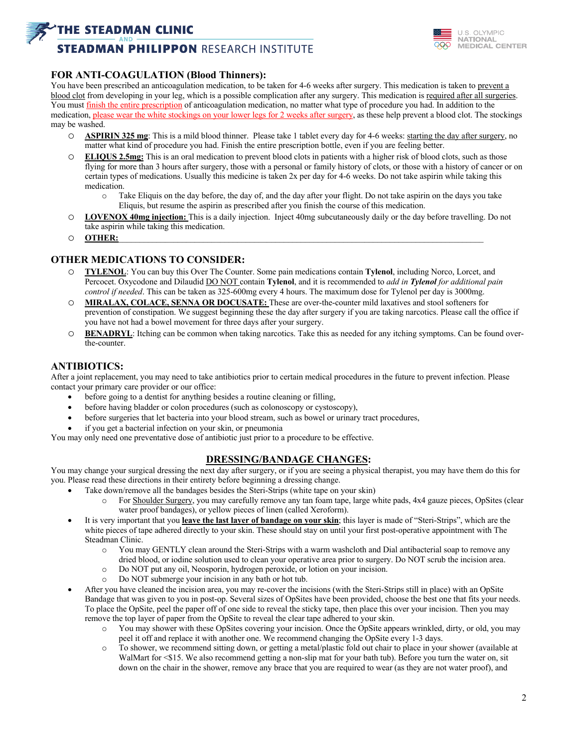## FOR ANTI-COAGULATION (Blood Thinners):

You have been prescribed an anticoagulation medication, to be taken for 4-6 weeks after surgery. This medication is taken to prevent a blood clot from developing in your leg, which is a possible complication after any surgery. This medication is required after all surgeries. You must finish the entire prescription of anticoagulation medication, no matter what type of procedure you had. In addition to the medication, please wear the white stockings on your lower legs for 2 weeks after surgery, as these help prevent a blood clot. The stockings may be washed.

- **ASPIRIN 325 mg**: This is a mild blood thinner. Please take 1 tablet every day for 4-6 weeks: starting the day after surgery, no matter what kind of procedure you had. Finish the entire prescription bottle, even if you are feeling better.
- **ELIQUS 2.5mg:** This is an oral medication to prevent blood clots in patients with a higher risk of blood clots, such as those flying for more than 3 hours after surgery, those with a personal or family history of clots, or those with a history of cancer or on certain types of medications. Usually this medicine is taken 2x per day for 4-6 weeks. Do not take aspirin while taking this medication.
  - Take Eliquis on the day before, the day of, and the day after your flight. Do not take aspirin on the days you take Eliquis, but resume the aspirin as prescribed after you finish the course of this medication.
- **LOVENOX 40mg injection:** This is a daily injection. Inject 40mg subcutaneously daily or the day before travelling. Do not take aspirin while taking this medication.
- **OTHER:** ______________________________

## OTHER MEDICATIONS TO CONSIDER:

- **TYLENOL**: You can buy this Over The Counter. Some pain medications contain **Tylenol**, including Norco, Lorcet, and Percocet. Oxycodone and Dilaudid DO NOT contain **Tylenol**, and it is recommended to *add in **Tylenol** for additional pain control if needed*. This can be taken as 325-600mg every 4 hours. The maximum dose for Tylenol per day is 3000mg.
- **MIRALAX, COLACE, SENNA OR DOCUSATE:** These are over-the-counter mild laxatives and stool softeners for prevention of constipation. We suggest beginning these the day after surgery if you are taking narcotics. Please call the office if you have not had a bowel movement for three days after your surgery.
- **BENADRYL**: Itching can be common when taking narcotics. Take this as needed for any itching symptoms. Can be found over-the-counter.

## ANTIBIOTICS:

After a joint replacement, you may need to take antibiotics prior to certain medical procedures in the future to prevent infection. Please contact your primary care provider or our office:

- before going to a dentist for anything besides a routine cleaning or filling,
- before having bladder or colon procedures (such as colonoscopy or cystoscopy),
- before surgeries that let bacteria into your blood stream, such as bowel or urinary tract procedures,
- if you get a bacterial infection on your skin, or pneumonia

You may only need one preventative dose of antibiotic just prior to a procedure to be effective.

## DRESSING/BANDAGE CHANGES:

You may change your surgical dressing the next day after surgery, or if you are seeing a physical therapist, you may have them do this for you. Please read these directions in their entirety before beginning a dressing change.

- Take down/remove all the bandages besides the Steri-Strips (white tape on your skin)
  - For Shoulder Surgery, you may carefully remove any tan foam tape, large white pads, 4x4 gauze pieces, OpSites (clear water proof bandages), or yellow pieces of linen (called Xeroform).
- It is very important that you **leave the last layer of bandage on your skin**; this layer is made of "Steri-Strips", which are the white pieces of tape adhered directly to your skin. These should stay on until your first post-operative appointment with The Steadman Clinic.
  - You may GENTLY clean around the Steri-Strips with a warm washcloth and Dial antibacterial soap to remove any dried blood, or iodine solution used to clean your operative area prior to surgery. Do NOT scrub the incision area.
  - Do NOT put any oil, Neosporin, hydrogen peroxide, or lotion on your incision.
  - Do NOT submerge your incision in any bath or hot tub.
- After you have cleaned the incision area, you may re-cover the incisions (with the Steri-Strips still in place) with an OpSite Bandage that was given to you in post-op. Several sizes of OpSites have been provided, choose the best one that fits your needs. To place the OpSite, peel the paper off of one side to reveal the sticky tape, then place this over your incision. Then you may remove the top layer of paper from the OpSite to reveal the clear tape adhered to your skin.
  - You may shower with these OpSites covering your incision. Once the OpSite appears wrinkled, dirty, or old, you may peel it off and replace it with another one. We recommend changing the OpSite every 1-3 days.
  - To shower, we recommend sitting down, or getting a metal/plastic fold out chair to place in your shower (available at WalMart for <$15. We also recommend getting a non-slip mat for your bath tub). Before you turn the water on, sit down on the chair in the shower, remove any brace that you are required to wear (as they are not water proof), and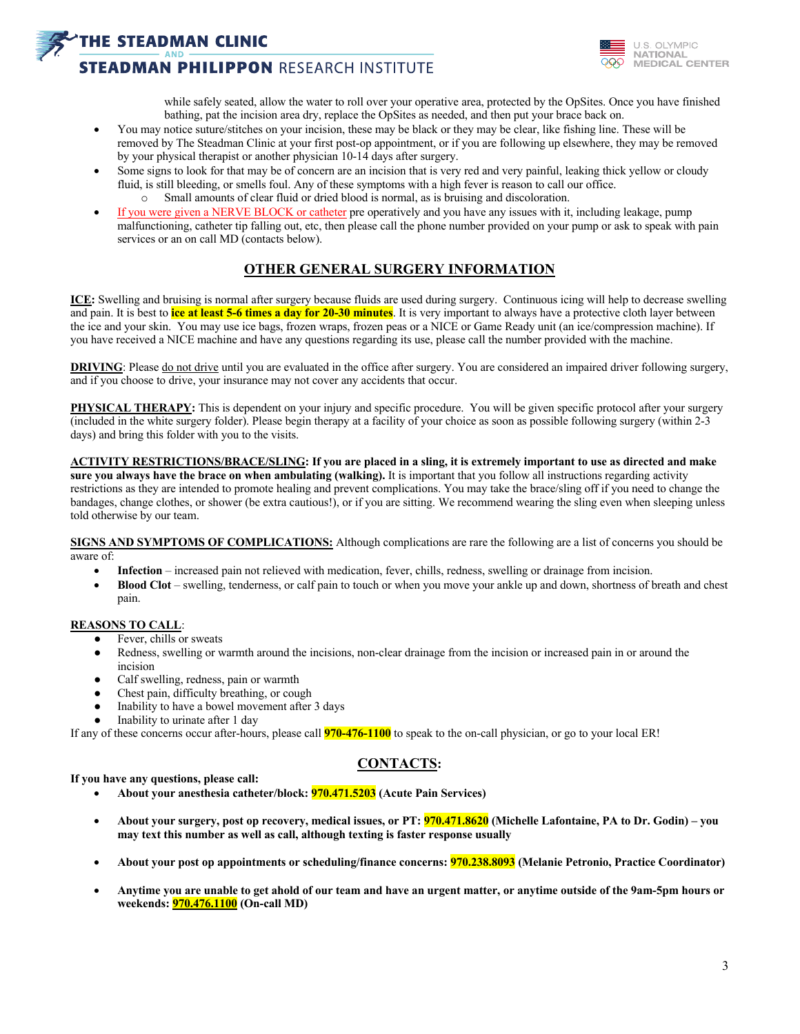while safely seated, allow the water to roll over your operative area, protected by the OpSites. Once you have finished bathing, pat the incision area dry, replace the OpSites as needed, and then put your brace back on.

- You may notice suture/stitches on your incision, these may be black or they may be clear, like fishing line. These will be removed by The Steadman Clinic at your first post-op appointment, or if you are following up elsewhere, they may be removed by your physical therapist or another physician 10-14 days after surgery.
- Some signs to look for that may be of concern are an incision that is very red and very painful, leaking thick yellow or cloudy fluid, is still bleeding, or smells foul. Any of these symptoms with a high fever is reason to call our office.
  - Small amounts of clear fluid or dried blood is normal, as is bruising and discoloration.
- If you were given a NERVE BLOCK or catheter pre operatively and you have any issues with it, including leakage, pump malfunctioning, catheter tip falling out, etc, then please call the phone number provided on your pump or ask to speak with pain services or an on call MD (contacts below).

## OTHER GENERAL SURGERY INFORMATION

**ICE:** Swelling and bruising is normal after surgery because fluids are used during surgery. Continuous icing will help to decrease swelling and pain. It is best to **ice at least 5-6 times a day for 20-30 minutes**. It is very important to always have a protective cloth layer between the ice and your skin. You may use ice bags, frozen wraps, frozen peas or a NICE or Game Ready unit (an ice/compression machine). If you have received a NICE machine and have any questions regarding its use, please call the number provided with the machine.

**DRIVING**: Please do not drive until you are evaluated in the office after surgery. You are considered an impaired driver following surgery, and if you choose to drive, your insurance may not cover any accidents that occur.

**PHYSICAL THERAPY:** This is dependent on your injury and specific procedure. You will be given specific protocol after your surgery (included in the white surgery folder). Please begin therapy at a facility of your choice as soon as possible following surgery (within 2-3 days) and bring this folder with you to the visits.

**ACTIVITY RESTRICTIONS/BRACE/SLING: If you are placed in a sling, it is extremely important to use as directed and make sure you always have the brace on when ambulating (walking).** It is important that you follow all instructions regarding activity restrictions as they are intended to promote healing and prevent complications. You may take the brace/sling off if you need to change the bandages, change clothes, or shower (be extra cautious!), or if you are sitting. We recommend wearing the sling even when sleeping unless told otherwise by our team.

**SIGNS AND SYMPTOMS OF COMPLICATIONS:** Although complications are rare the following are a list of concerns you should be aware of:

- **Infection** – increased pain not relieved with medication, fever, chills, redness, swelling or drainage from incision.
- **Blood Clot** – swelling, tenderness, or calf pain to touch or when you move your ankle up and down, shortness of breath and chest pain.

**REASONS TO CALL**:

- Fever, chills or sweats
- Redness, swelling or warmth around the incisions, non-clear drainage from the incision or increased pain in or around the incision
- Calf swelling, redness, pain or warmth
- Chest pain, difficulty breathing, or cough
- Inability to have a bowel movement after 3 days
- Inability to urinate after 1 day

If any of these concerns occur after-hours, please call **970-476-1100** to speak to the on-call physician, or go to your local ER!

## CONTACTS:

**If you have any questions, please call:**

- **About your anesthesia catheter/block: 970.471.5203 (Acute Pain Services)**
- **About your surgery, post op recovery, medical issues, or PT: 970.471.8620 (Michelle Lafontaine, PA to Dr. Godin) – you may text this number as well as call, although texting is faster response usually**
- **About your post op appointments or scheduling/finance concerns: 970.238.8093 (Melanie Petronio, Practice Coordinator)**
- **Anytime you are unable to get ahold of our team and have an urgent matter, or anytime outside of the 9am-5pm hours or weekends: 970.476.1100 (On-call MD)**